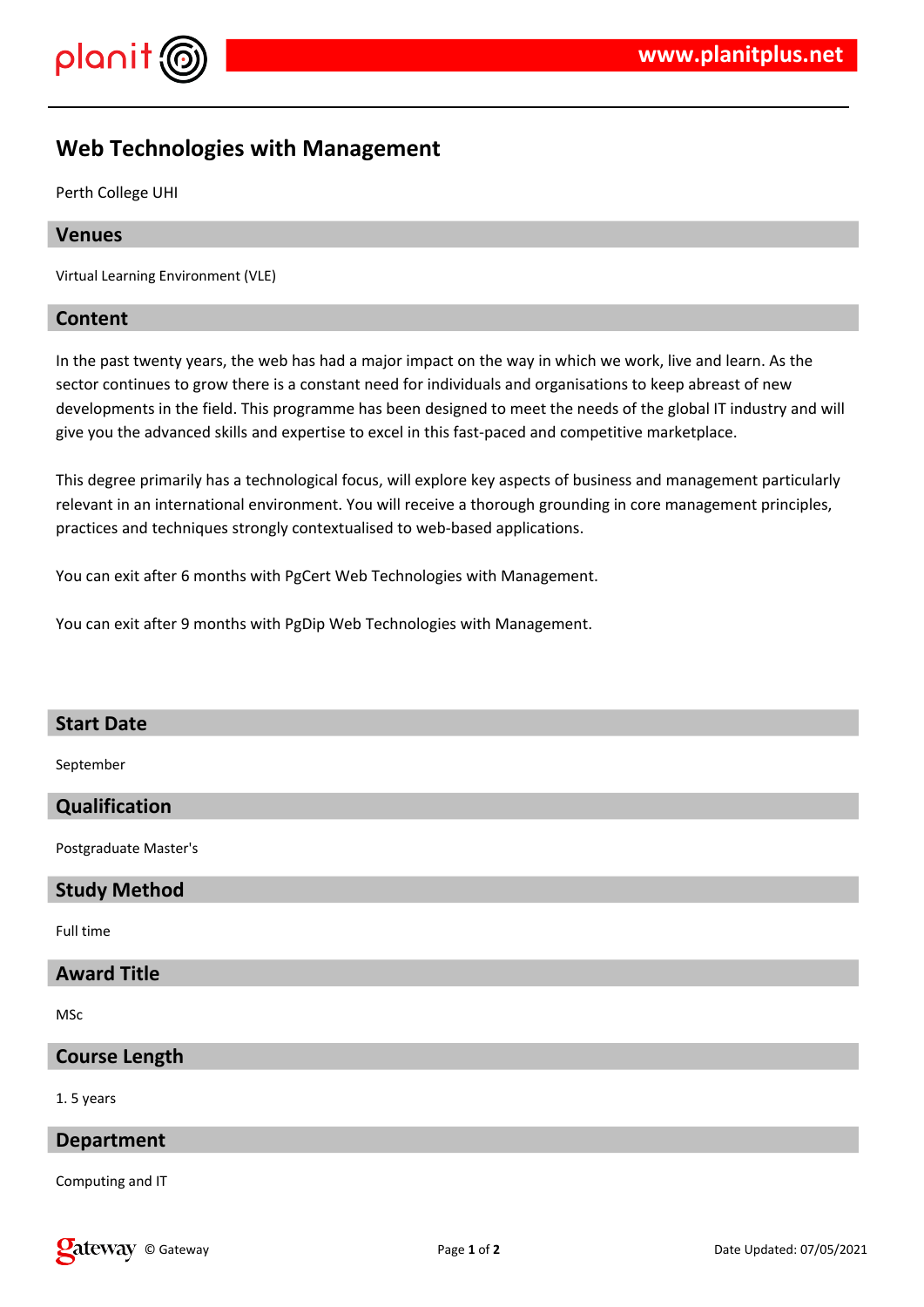# Web Technologies with Management

Perth College UHI

## Venues

Virtual Learning Environment (VLE)

## Content

In the past twenty years, the web has had a major impact on the way in which we work, live and learn. As the sector continues to grow there is a constant need for individuals and organisations to keep abreast of new developments in the field. This programme has been designed to meet the needs of the global IT industry and will give you the advanced skills and expertise to excel in this fast-paced and competitive marketplace.

This degree primarily has a technological focus, will explore key aspects of business and management particularly relevant in an international environment. You will receive a thorough grounding in core management principles, practices and techniques strongly contextualised to web-based applications.

You can exit after 6 months with PgCert Web Technologies with Management.

You can exit after 9 months with PgDip Web Technologies with Management.

## Start Date

September

## Qualification

Postgraduate Master's

## Study Method

Full time

## Award Title

MSc

## Course Length

1. 5 years

## Department

Computing and IT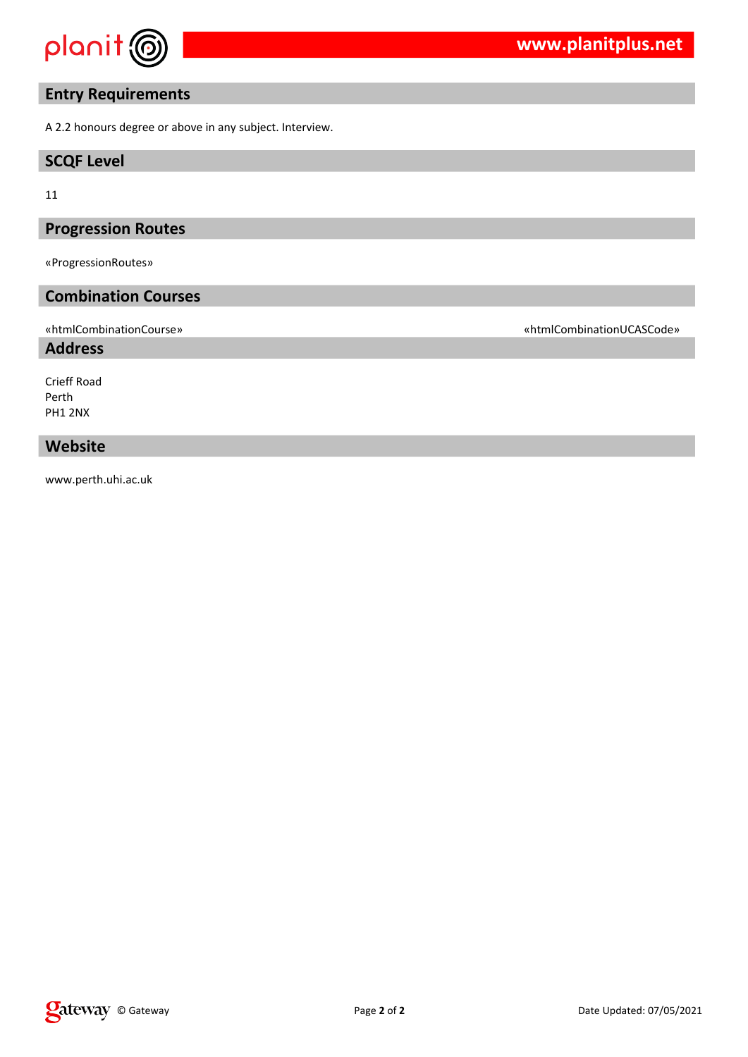## Entry Requirements

A 2.2 honours degree or above in any subject. Interview.

## SCQF Level

11

## Progression Routes

«ProgressionRoutes»

## Combination Courses

«htmlCombinationCourse» «htmlCombinationUCASCode»

## Address

Crieff Road
Perth
PH1 2NX

## Website

www.perth.uhi.ac.uk